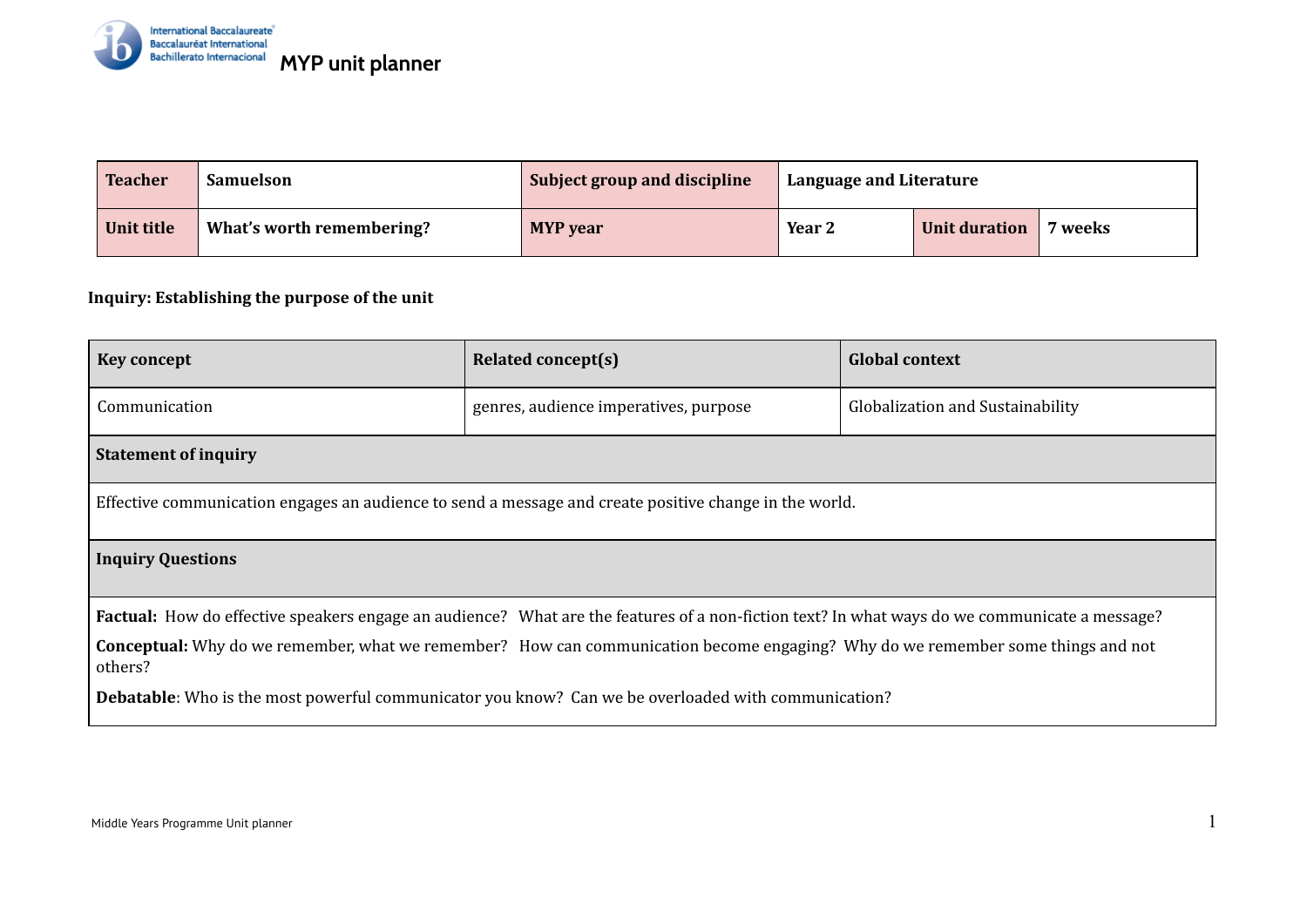# MYP unit planner

| Teacher | Samuelson | Subject group and discipline | Language and Literature | | |
|---|---|---|---|---|---|
| Unit title | What's worth remembering? | MYP year | Year 2 | Unit duration | 7 weeks |

**Inquiry: Establishing the purpose of the unit**

| Key concept | Related concept(s) | Global context |
|---|---|---|
| Communication | genres, audience imperatives, purpose | Globalization and Sustainability |

**Statement of inquiry**

Effective communication engages an audience to send a message and create positive change in the world.

**Inquiry Questions**

**Factual:** How do effective speakers engage an audience? What are the features of a non-fiction text? In what ways do we communicate a message?

**Conceptual:** Why do we remember, what we remember? How can communication become engaging? Why do we remember some things and not others?

**Debatable**: Who is the most powerful communicator you know? Can we be overloaded with communication?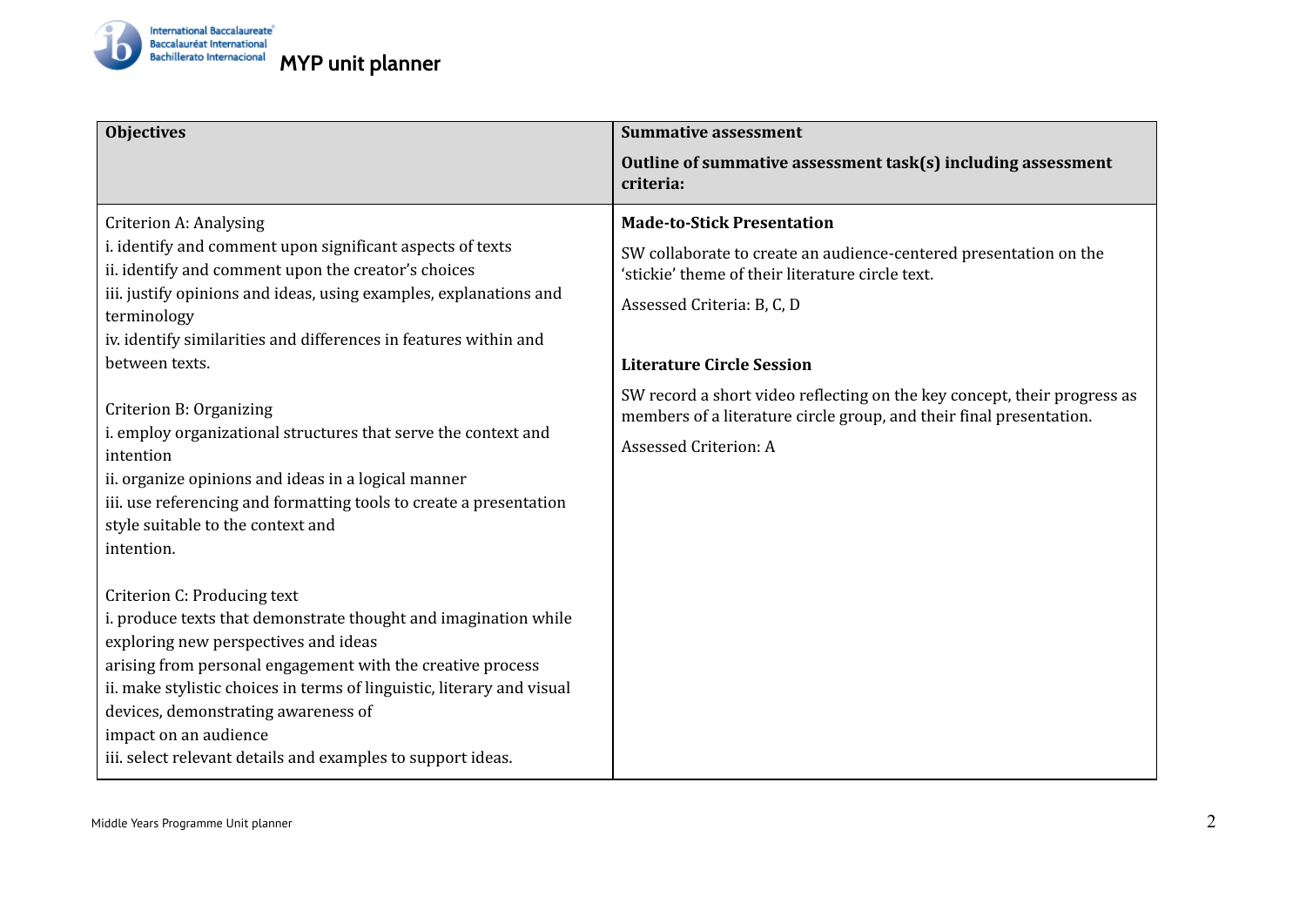# MYP unit planner

| Objectives | Summative assessment<br><br>Outline of summative assessment task(s) including assessment criteria: |
|---|---|
| Criterion A: Analysing<br>i. identify and comment upon significant aspects of texts<br>ii. identify and comment upon the creator's choices<br>iii. justify opinions and ideas, using examples, explanations and terminology<br>iv. identify similarities and differences in features within and between texts.<br><br>Criterion B: Organizing<br>i. employ organizational structures that serve the context and intention<br>ii. organize opinions and ideas in a logical manner<br>iii. use referencing and formatting tools to create a presentation style suitable to the context and intention.<br><br>Criterion C: Producing text<br>i. produce texts that demonstrate thought and imagination while exploring new perspectives and ideas arising from personal engagement with the creative process<br>ii. make stylistic choices in terms of linguistic, literary and visual devices, demonstrating awareness of impact on an audience<br>iii. select relevant details and examples to support ideas. | **Made-to-Stick Presentation**<br><br>SW collaborate to create an audience-centered presentation on the 'stickie' theme of their literature circle text.<br><br>Assessed Criteria: B, C, D<br><br>**Literature Circle Session**<br><br>SW record a short video reflecting on the key concept, their progress as members of a literature circle group, and their final presentation.<br><br>Assessed Criterion: A |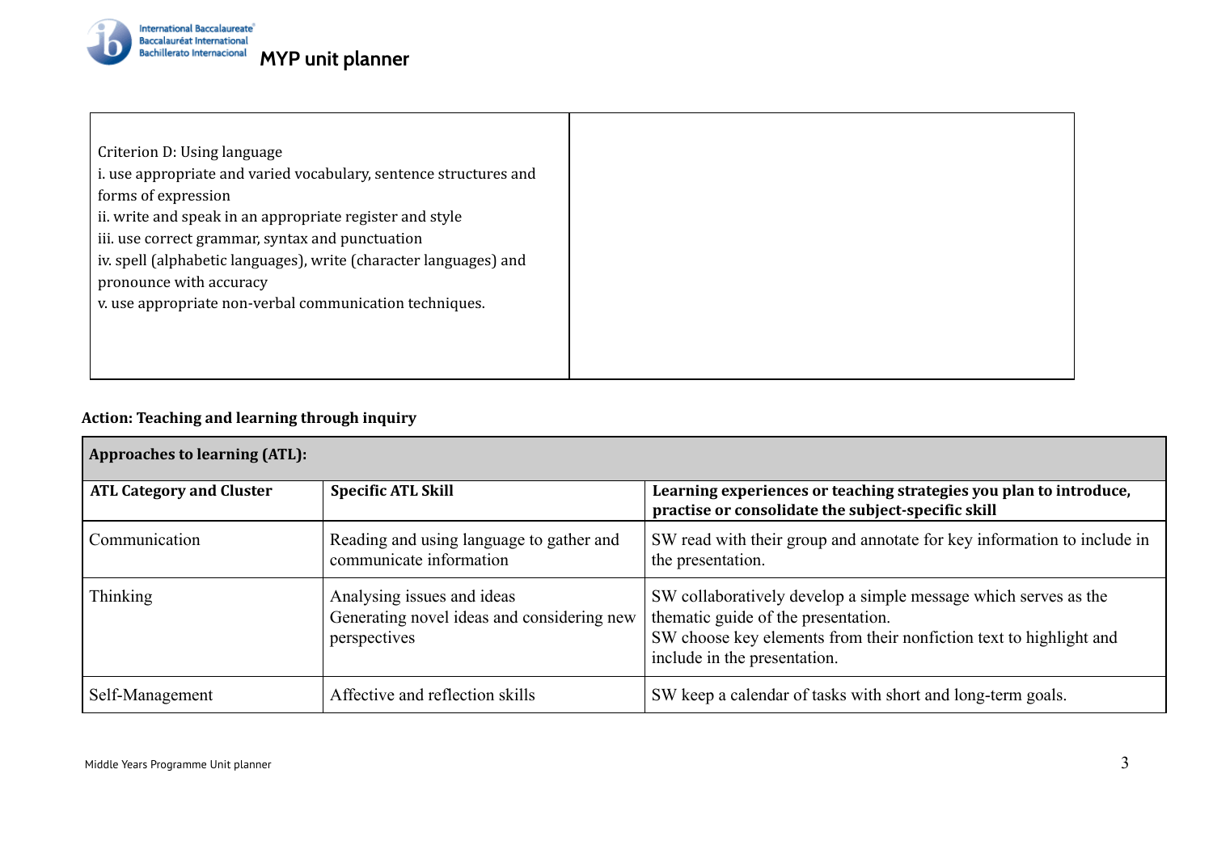| Criterion D: Using language<br>i. use appropriate and varied vocabulary, sentence structures and forms of expression<br>ii. write and speak in an appropriate register and style<br>iii. use correct grammar, syntax and punctuation<br>iv. spell (alphabetic languages), write (character languages) and pronounce with accuracy<br>v. use appropriate non-verbal communication techniques. | |
|---|---|

**Action: Teaching and learning through inquiry**

| **Approaches to learning (ATL):** | | |
|---|---|---|
| **ATL Category and Cluster** | **Specific ATL Skill** | **Learning experiences or teaching strategies you plan to introduce, practise or consolidate the subject-specific skill** |
| Communication | Reading and using language to gather and communicate information | SW read with their group and annotate for key information to include in the presentation. |
| Thinking | Analysing issues and ideas<br>Generating novel ideas and considering new perspectives | SW collaboratively develop a simple message which serves as the thematic guide of the presentation.<br>SW choose key elements from their nonfiction text to highlight and include in the presentation. |
| Self-Management | Affective and reflection skills | SW keep a calendar of tasks with short and long-term goals. |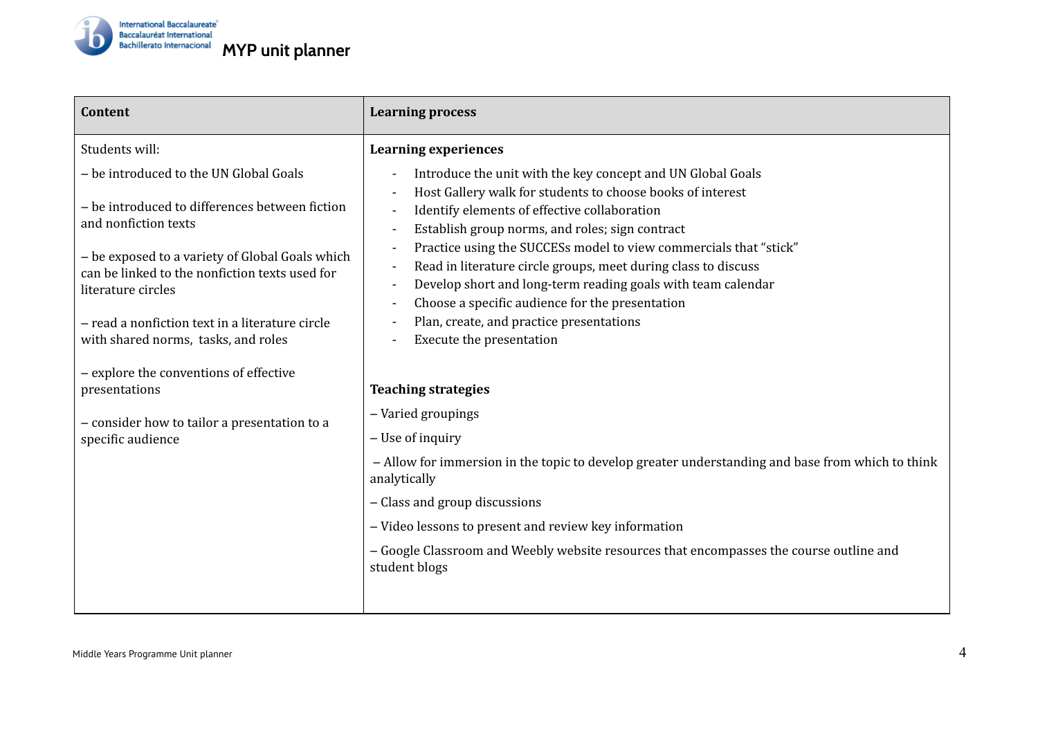| Content | Learning process |
| --- | --- |
| Students will:<br><br>– be introduced to the UN Global Goals<br><br>– be introduced to differences between fiction and nonfiction texts<br><br>– be exposed to a variety of Global Goals which can be linked to the nonfiction texts used for literature circles<br><br>– read a nonfiction text in a literature circle with shared norms, tasks, and roles<br><br>– explore the conventions of effective presentations<br><br>– consider how to tailor a presentation to a specific audience | **Learning experiences**<br><br>- Introduce the unit with the key concept and UN Global Goals<br>- Host Gallery walk for students to choose books of interest<br>- Identify elements of effective collaboration<br>- Establish group norms, and roles; sign contract<br>- Practice using the SUCCESs model to view commercials that "stick"<br>- Read in literature circle groups, meet during class to discuss<br>- Develop short and long-term reading goals with team calendar<br>- Choose a specific audience for the presentation<br>- Plan, create, and practice presentations<br>- Execute the presentation<br><br>**Teaching strategies**<br><br>– Varied groupings<br><br>– Use of inquiry<br><br>– Allow for immersion in the topic to develop greater understanding and base from which to think analytically<br><br>– Class and group discussions<br><br>– Video lessons to present and review key information<br><br>– Google Classroom and Weebly website resources that encompasses the course outline and student blogs |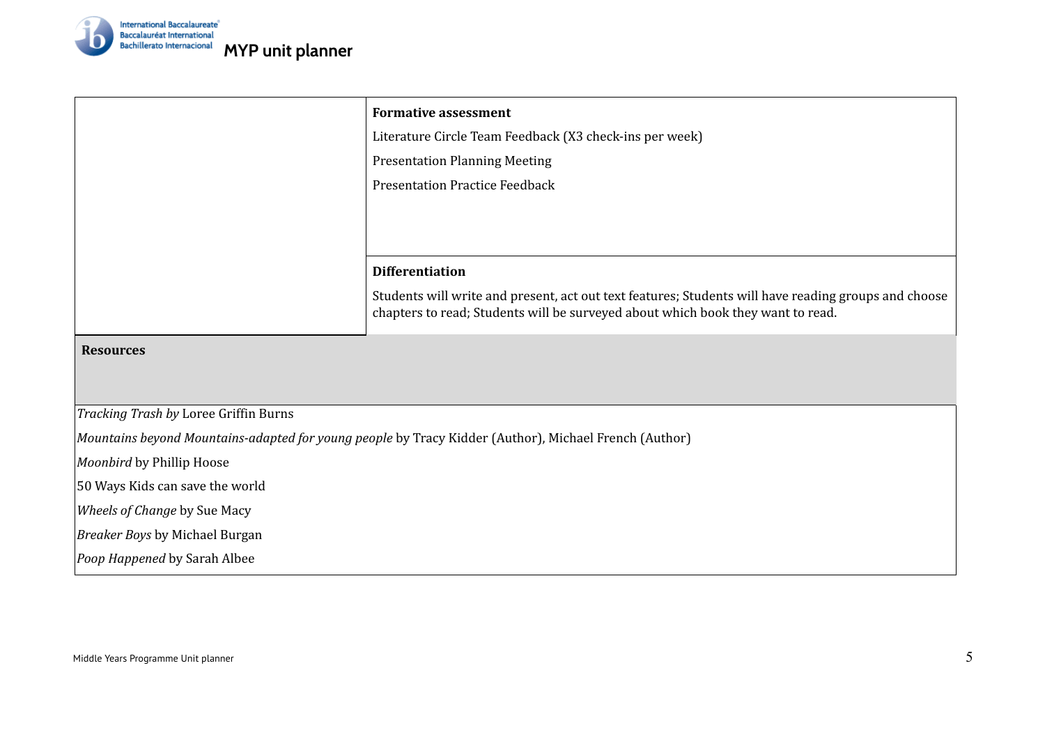| | **Formative assessment**<br><br>Literature Circle Team Feedback (X3 check-ins per week)<br><br>Presentation Planning Meeting<br><br>Presentation Practice Feedback |
|---|---|
| | **Differentiation**<br><br>Students will write and present, act out text features; Students will have reading groups and choose chapters to read; Students will be surveyed about which book they want to read. |

**Resources**

*Tracking Trash by* Loree Griffin Burns

*Mountains beyond Mountains-adapted for young people* by Tracy Kidder (Author), Michael French (Author)

*Moonbird* by Phillip Hoose

50 Ways Kids can save the world

*Wheels of Change* by Sue Macy

*Breaker Boys* by Michael Burgan

*Poop Happened* by Sarah Albee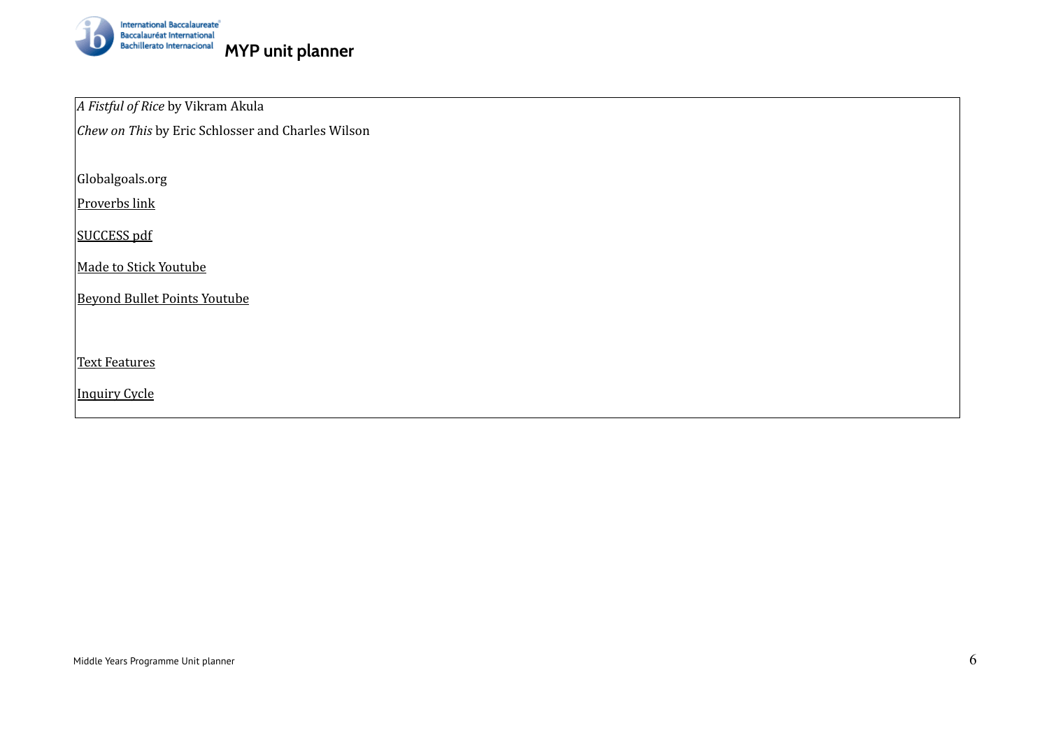*A Fistful of Rice* by Vikram Akula

*Chew on This* by Eric Schlosser and Charles Wilson

Globalgoals.org

Proverbs link

SUCCESS pdf

Made to Stick Youtube

Beyond Bullet Points Youtube

Text Features

Inquiry Cycle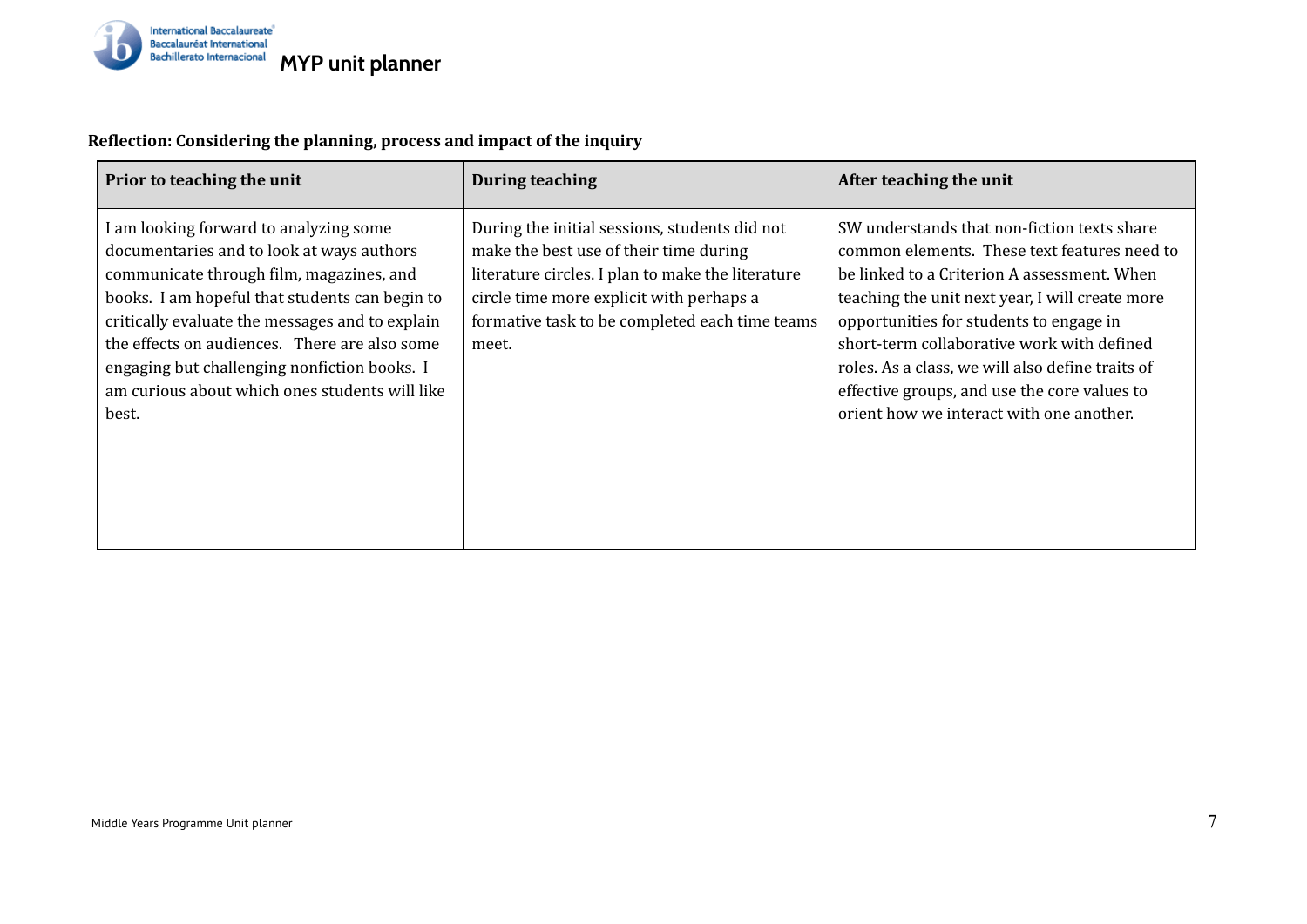**Reflection: Considering the planning, process and impact of the inquiry**

| Prior to teaching the unit | During teaching | After teaching the unit |
|---|---|---|
| I am looking forward to analyzing some documentaries and to look at ways authors communicate through film, magazines, and books. I am hopeful that students can begin to critically evaluate the messages and to explain the effects on audiences. There are also some engaging but challenging nonfiction books. I am curious about which ones students will like best. | During the initial sessions, students did not make the best use of their time during literature circles. I plan to make the literature circle time more explicit with perhaps a formative task to be completed each time teams meet. | SW understands that non-fiction texts share common elements. These text features need to be linked to a Criterion A assessment. When teaching the unit next year, I will create more opportunities for students to engage in short-term collaborative work with defined roles. As a class, we will also define traits of effective groups, and use the core values to orient how we interact with one another. |